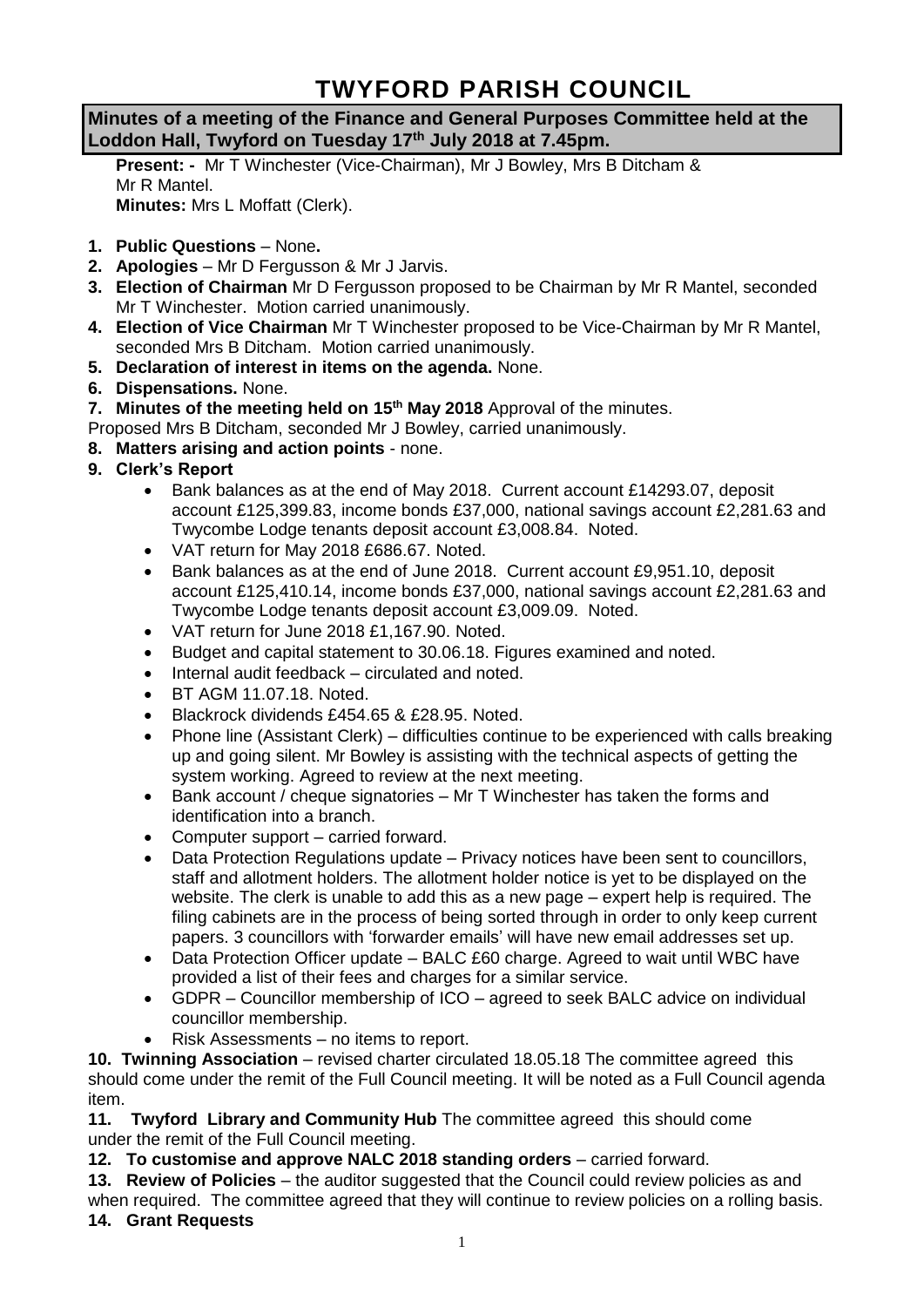# TWYFORD PARISH COUNCIL

**Minutes of a meeting of the Finance and General Purposes Committee held at the Loddon Hall, Twyford on Tuesday 17th July 2018 at 7.45pm.**

**Present: -** Mr T Winchester (Vice-Chairman), Mr J Bowley, Mrs B Ditcham & Mr R Mantel.
**Minutes:** Mrs L Moffatt (Clerk).

1. **Public Questions** – None**.**
2. **Apologies** – Mr D Fergusson & Mr J Jarvis.
3. **Election of Chairman** Mr D Fergusson proposed to be Chairman by Mr R Mantel, seconded Mr T Winchester. Motion carried unanimously.
4. **Election of Vice Chairman** Mr T Winchester proposed to be Vice-Chairman by Mr R Mantel, seconded Mrs B Ditcham. Motion carried unanimously.
5. **Declaration of interest in items on the agenda.** None.
6. **Dispensations.** None.
7. **Minutes of the meeting held on 15th May 2018** Approval of the minutes.

Proposed Mrs B Ditcham, seconded Mr J Bowley, carried unanimously.

8. **Matters arising and action points** - none.
9. **Clerk's Report**
    - Bank balances as at the end of May 2018. Current account £14293.07, deposit account £125,399.83, income bonds £37,000, national savings account £2,281.63 and Twycombe Lodge tenants deposit account £3,008.84. Noted.
    - VAT return for May 2018 £686.67. Noted.
    - Bank balances as at the end of June 2018. Current account £9,951.10, deposit account £125,410.14, income bonds £37,000, national savings account £2,281.63 and Twycombe Lodge tenants deposit account £3,009.09. Noted.
    - VAT return for June 2018 £1,167.90. Noted.
    - Budget and capital statement to 30.06.18. Figures examined and noted.
    - Internal audit feedback – circulated and noted.
    - BT AGM 11.07.18. Noted.
    - Blackrock dividends £454.65 & £28.95. Noted.
    - Phone line (Assistant Clerk) – difficulties continue to be experienced with calls breaking up and going silent. Mr Bowley is assisting with the technical aspects of getting the system working. Agreed to review at the next meeting.
    - Bank account / cheque signatories – Mr T Winchester has taken the forms and identification into a branch.
    - Computer support – carried forward.
    - Data Protection Regulations update – Privacy notices have been sent to councillors, staff and allotment holders. The allotment holder notice is yet to be displayed on the website. The clerk is unable to add this as a new page – expert help is required. The filing cabinets are in the process of being sorted through in order to only keep current papers. 3 councillors with 'forwarder emails' will have new email addresses set up.
    - Data Protection Officer update – BALC £60 charge. Agreed to wait until WBC have provided a list of their fees and charges for a similar service.
    - GDPR – Councillor membership of ICO – agreed to seek BALC advice on individual councillor membership.
    - Risk Assessments – no items to report.

**10. Twinning Association** – revised charter circulated 18.05.18 The committee agreed this should come under the remit of the Full Council meeting. It will be noted as a Full Council agenda item.

**11. Twyford Library and Community Hub** The committee agreed this should come under the remit of the Full Council meeting.

**12. To customise and approve NALC 2018 standing orders** – carried forward.

**13. Review of Policies** – the auditor suggested that the Council could review policies as and when required. The committee agreed that they will continue to review policies on a rolling basis.

**14. Grant Requests**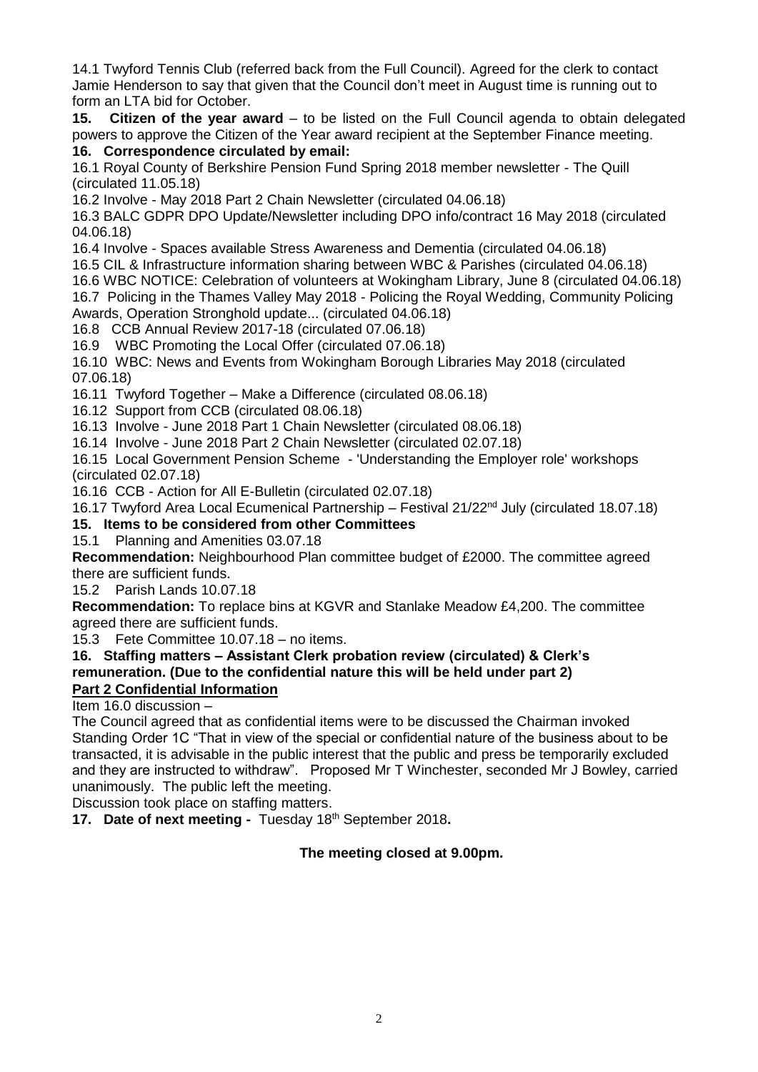14.1 Twyford Tennis Club (referred back from the Full Council). Agreed for the clerk to contact Jamie Henderson to say that given that the Council don't meet in August time is running out to form an LTA bid for October.

**15. Citizen of the year award** – to be listed on the Full Council agenda to obtain delegated powers to approve the Citizen of the Year award recipient at the September Finance meeting.

**16. Correspondence circulated by email:**

16.1 Royal County of Berkshire Pension Fund Spring 2018 member newsletter - The Quill (circulated 11.05.18)

16.2 Involve - May 2018 Part 2 Chain Newsletter (circulated 04.06.18)

16.3 BALC GDPR DPO Update/Newsletter including DPO info/contract 16 May 2018 (circulated 04.06.18)

16.4 Involve - Spaces available Stress Awareness and Dementia (circulated 04.06.18)

16.5 CIL & Infrastructure information sharing between WBC & Parishes (circulated 04.06.18)

16.6 WBC NOTICE: Celebration of volunteers at Wokingham Library, June 8 (circulated 04.06.18)

16.7 Policing in the Thames Valley May 2018 - Policing the Royal Wedding, Community Policing Awards, Operation Stronghold update... (circulated 04.06.18)

16.8 CCB Annual Review 2017-18 (circulated 07.06.18)

16.9 WBC Promoting the Local Offer (circulated 07.06.18)

16.10 WBC: News and Events from Wokingham Borough Libraries May 2018 (circulated 07.06.18)

16.11 Twyford Together – Make a Difference (circulated 08.06.18)

16.12 Support from CCB (circulated 08.06.18)

16.13 Involve - June 2018 Part 1 Chain Newsletter (circulated 08.06.18)

16.14 Involve - June 2018 Part 2 Chain Newsletter (circulated 02.07.18)

16.15 Local Government Pension Scheme - 'Understanding the Employer role' workshops (circulated 02.07.18)

16.16 CCB - Action for All E-Bulletin (circulated 02.07.18)

16.17 Twyford Area Local Ecumenical Partnership – Festival 21/22nd July (circulated 18.07.18)

**15. Items to be considered from other Committees**

15.1 Planning and Amenities 03.07.18

**Recommendation:** Neighbourhood Plan committee budget of £2000. The committee agreed there are sufficient funds.

15.2 Parish Lands 10.07.18

**Recommendation:** To replace bins at KGVR and Stanlake Meadow £4,200. The committee agreed there are sufficient funds.

15.3 Fete Committee 10.07.18 – no items.

**16. Staffing matters – Assistant Clerk probation review (circulated) & Clerk's remuneration. (Due to the confidential nature this will be held under part 2)**

**<u>Part 2 Confidential Information</u>**

Item 16.0 discussion –

The Council agreed that as confidential items were to be discussed the Chairman invoked Standing Order 1C "That in view of the special or confidential nature of the business about to be transacted, it is advisable in the public interest that the public and press be temporarily excluded and they are instructed to withdraw". Proposed Mr T Winchester, seconded Mr J Bowley, carried unanimously. The public left the meeting.

Discussion took place on staffing matters.

**17. Date of next meeting -** Tuesday 18th September 2018**.**

**The meeting closed at 9.00pm.**